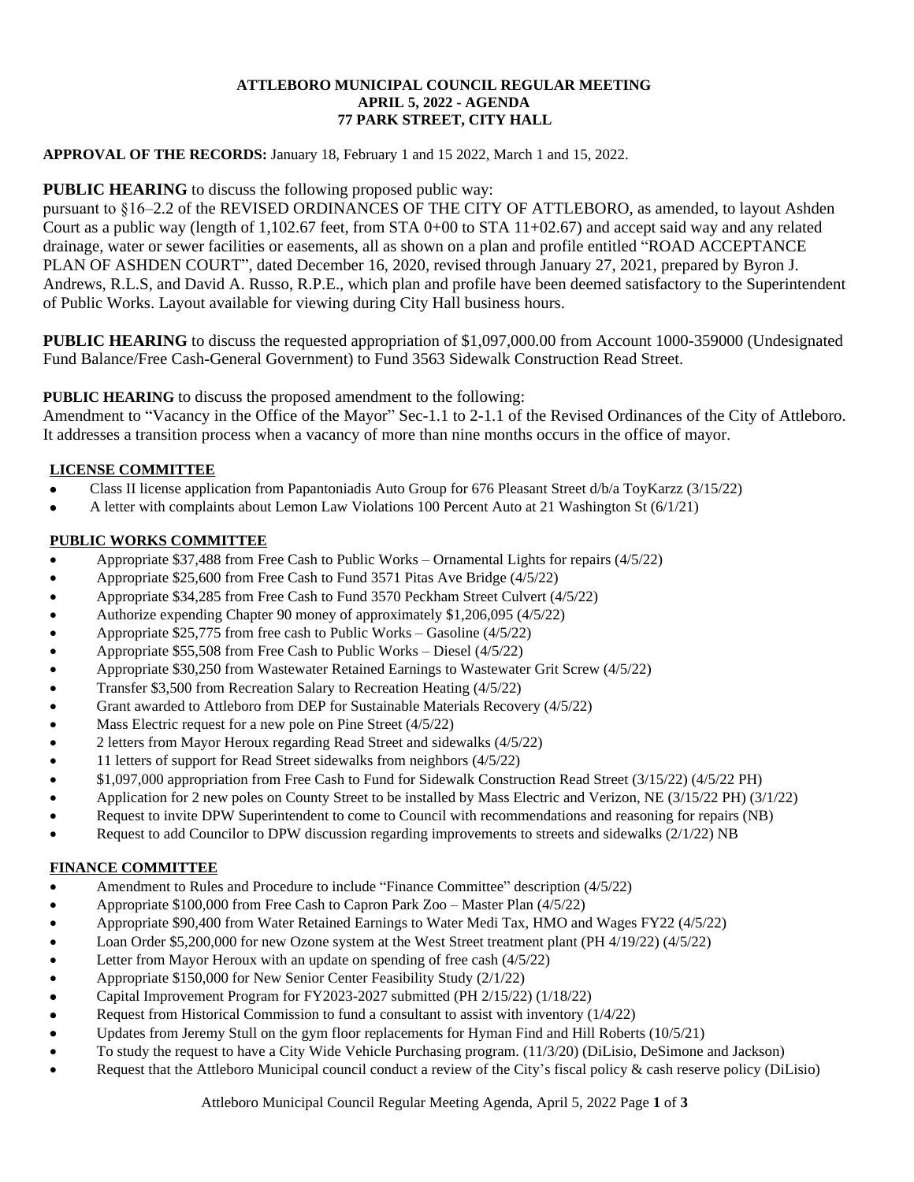**ATTLEBORO MUNICIPAL COUNCIL REGULAR MEETING**
**APRIL 5, 2022 - AGENDA**
**77 PARK STREET, CITY HALL**

**APPROVAL OF THE RECORDS:** January 18, February 1 and 15 2022, March 1 and 15, 2022.

**PUBLIC HEARING** to discuss the following proposed public way:
pursuant to §16–2.2 of the REVISED ORDINANCES OF THE CITY OF ATTLEBORO, as amended, to layout Ashden Court as a public way (length of 1,102.67 feet, from STA 0+00 to STA 11+02.67) and accept said way and any related drainage, water or sewer facilities or easements, all as shown on a plan and profile entitled "ROAD ACCEPTANCE PLAN OF ASHDEN COURT", dated December 16, 2020, revised through January 27, 2021, prepared by Byron J. Andrews, R.L.S, and David A. Russo, R.P.E., which plan and profile have been deemed satisfactory to the Superintendent of Public Works. Layout available for viewing during City Hall business hours.

**PUBLIC HEARING** to discuss the requested appropriation of $1,097,000.00 from Account 1000-359000 (Undesignated Fund Balance/Free Cash-General Government) to Fund 3563 Sidewalk Construction Read Street.

**PUBLIC HEARING** to discuss the proposed amendment to the following:
Amendment to "Vacancy in the Office of the Mayor" Sec-1.1 to 2-1.1 of the Revised Ordinances of the City of Attleboro. It addresses a transition process when a vacancy of more than nine months occurs in the office of mayor.

**LICENSE COMMITTEE**

- Class II license application from Papantoniadis Auto Group for 676 Pleasant Street d/b/a ToyKarzz (3/15/22)
- A letter with complaints about Lemon Law Violations 100 Percent Auto at 21 Washington St (6/1/21)

**PUBLIC WORKS COMMITTEE**

- Appropriate $37,488 from Free Cash to Public Works – Ornamental Lights for repairs (4/5/22)
- Appropriate $25,600 from Free Cash to Fund 3571 Pitas Ave Bridge (4/5/22)
- Appropriate $34,285 from Free Cash to Fund 3570 Peckham Street Culvert (4/5/22)
- Authorize expending Chapter 90 money of approximately $1,206,095 (4/5/22)
- Appropriate $25,775 from free cash to Public Works – Gasoline (4/5/22)
- Appropriate $55,508 from Free Cash to Public Works – Diesel (4/5/22)
- Appropriate $30,250 from Wastewater Retained Earnings to Wastewater Grit Screw (4/5/22)
- Transfer $3,500 from Recreation Salary to Recreation Heating (4/5/22)
- Grant awarded to Attleboro from DEP for Sustainable Materials Recovery (4/5/22)
- Mass Electric request for a new pole on Pine Street (4/5/22)
- 2 letters from Mayor Heroux regarding Read Street and sidewalks (4/5/22)
- 11 letters of support for Read Street sidewalks from neighbors (4/5/22)
- $1,097,000 appropriation from Free Cash to Fund for Sidewalk Construction Read Street (3/15/22) (4/5/22 PH)
- Application for 2 new poles on County Street to be installed by Mass Electric and Verizon, NE (3/15/22 PH) (3/1/22)
- Request to invite DPW Superintendent to come to Council with recommendations and reasoning for repairs (NB)
- Request to add Councilor to DPW discussion regarding improvements to streets and sidewalks (2/1/22) NB

**FINANCE COMMITTEE**

- Amendment to Rules and Procedure to include "Finance Committee" description (4/5/22)
- Appropriate $100,000 from Free Cash to Capron Park Zoo – Master Plan (4/5/22)
- Appropriate $90,400 from Water Retained Earnings to Water Medi Tax, HMO and Wages FY22 (4/5/22)
- Loan Order $5,200,000 for new Ozone system at the West Street treatment plant (PH 4/19/22) (4/5/22)
- Letter from Mayor Heroux with an update on spending of free cash (4/5/22)
- Appropriate $150,000 for New Senior Center Feasibility Study (2/1/22)
- Capital Improvement Program for FY2023-2027 submitted (PH 2/15/22) (1/18/22)
- Request from Historical Commission to fund a consultant to assist with inventory (1/4/22)
- Updates from Jeremy Stull on the gym floor replacements for Hyman Find and Hill Roberts (10/5/21)
- To study the request to have a City Wide Vehicle Purchasing program. (11/3/20) (DiLisio, DeSimone and Jackson)
- Request that the Attleboro Municipal council conduct a review of the City's fiscal policy & cash reserve policy (DiLisio)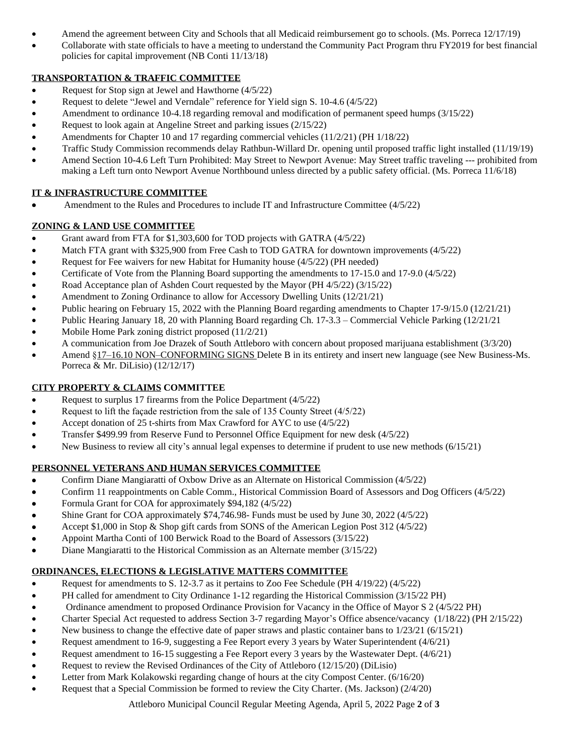- Amend the agreement between City and Schools that all Medicaid reimbursement go to schools. (Ms. Porreca 12/17/19)
- Collaborate with state officials to have a meeting to understand the Community Pact Program thru FY2019 for best financial policies for capital improvement (NB Conti 11/13/18)

## TRANSPORTATION & TRAFFIC COMMITTEE

- Request for Stop sign at Jewel and Hawthorne (4/5/22)
- Request to delete "Jewel and Verndale" reference for Yield sign S. 10-4.6 (4/5/22)
- Amendment to ordinance 10-4.18 regarding removal and modification of permanent speed humps (3/15/22)
- Request to look again at Angeline Street and parking issues (2/15/22)
- Amendments for Chapter 10 and 17 regarding commercial vehicles (11/2/21) (PH 1/18/22)
- Traffic Study Commission recommends delay Rathbun-Willard Dr. opening until proposed traffic light installed (11/19/19)
- Amend Section 10-4.6 Left Turn Prohibited: May Street to Newport Avenue: May Street traffic traveling --- prohibited from making a Left turn onto Newport Avenue Northbound unless directed by a public safety official. (Ms. Porreca 11/6/18)

## IT & INFRASTRUCTURE COMMITTEE

- Amendment to the Rules and Procedures to include IT and Infrastructure Committee (4/5/22)

## ZONING & LAND USE COMMITTEE

- Grant award from FTA for $1,303,600 for TOD projects with GATRA (4/5/22)
- Match FTA grant with $325,900 from Free Cash to TOD GATRA for downtown improvements (4/5/22)
- Request for Fee waivers for new Habitat for Humanity house (4/5/22) (PH needed)
- Certificate of Vote from the Planning Board supporting the amendments to 17-15.0 and 17-9.0 (4/5/22)
- Road Acceptance plan of Ashden Court requested by the Mayor (PH 4/5/22) (3/15/22)
- Amendment to Zoning Ordinance to allow for Accessory Dwelling Units (12/21/21)
- Public hearing on February 15, 2022 with the Planning Board regarding amendments to Chapter 17-9/15.0 (12/21/21)
- Public Hearing January 18, 20 with Planning Board regarding Ch. 17-3.3 – Commercial Vehicle Parking (12/21/21
- Mobile Home Park zoning district proposed (11/2/21)
- A communication from Joe Drazek of South Attleboro with concern about proposed marijuana establishment (3/3/20)
- Amend <u>§17–16.10 NON–CONFORMING SIGNS</u> Delete B in its entirety and insert new language (see New Business-Ms. Porreca & Mr. DiLisio) (12/12/17)

## CITY PROPERTY & CLAIMS COMMITTEE

- Request to surplus 17 firearms from the Police Department (4/5/22)
- Request to lift the façade restriction from the sale of 135 County Street (4/5/22)
- Accept donation of 25 t-shirts from Max Crawford for AYC to use (4/5/22)
- Transfer $499.99 from Reserve Fund to Personnel Office Equipment for new desk (4/5/22)
- New Business to review all city's annual legal expenses to determine if prudent to use new methods (6/15/21)

## PERSONNEL VETERANS AND HUMAN SERVICES COMMITTEE

- Confirm Diane Mangiaratti of Oxbow Drive as an Alternate on Historical Commission (4/5/22)
- Confirm 11 reappointments on Cable Comm., Historical Commission Board of Assessors and Dog Officers (4/5/22)
- Formula Grant for COA for approximately $94,182 (4/5/22)
- Shine Grant for COA approximately $74,746.98- Funds must be used by June 30, 2022 (4/5/22)
- Accept $1,000 in Stop & Shop gift cards from SONS of the American Legion Post 312 (4/5/22)
- Appoint Martha Conti of 100 Berwick Road to the Board of Assessors (3/15/22)
- Diane Mangiaratti to the Historical Commission as an Alternate member (3/15/22)

## ORDINANCES, ELECTIONS & LEGISLATIVE MATTERS COMMITTEE

- Request for amendments to S. 12-3.7 as it pertains to Zoo Fee Schedule (PH 4/19/22) (4/5/22)
- PH called for amendment to City Ordinance 1-12 regarding the Historical Commission (3/15/22 PH)
- Ordinance amendment to proposed Ordinance Provision for Vacancy in the Office of Mayor S 2 (4/5/22 PH)
- Charter Special Act requested to address Section 3-7 regarding Mayor's Office absence/vacancy (1/18/22) (PH 2/15/22)
- New business to change the effective date of paper straws and plastic container bans to 1/23/21 (6/15/21)
- Request amendment to 16-9, suggesting a Fee Report every 3 years by Water Superintendent (4/6/21)
- Request amendment to 16-15 suggesting a Fee Report every 3 years by the Wastewater Dept. (4/6/21)
- Request to review the Revised Ordinances of the City of Attleboro (12/15/20) (DiLisio)
- Letter from Mark Kolakowski regarding change of hours at the city Compost Center. (6/16/20)
- Request that a Special Commission be formed to review the City Charter. (Ms. Jackson) (2/4/20)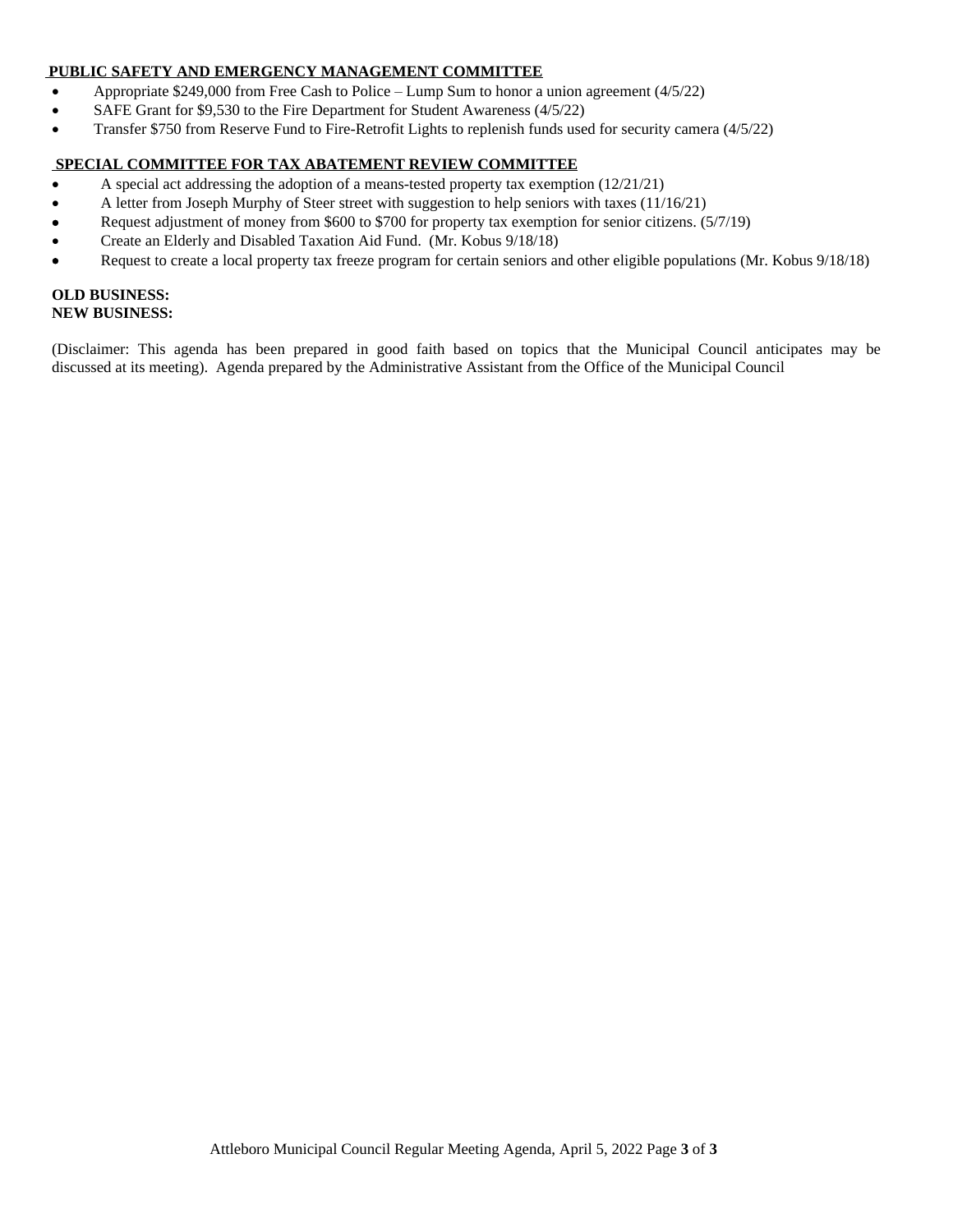**PUBLIC SAFETY AND EMERGENCY MANAGEMENT COMMITTEE**

- Appropriate $249,000 from Free Cash to Police – Lump Sum to honor a union agreement (4/5/22)
- SAFE Grant for $9,530 to the Fire Department for Student Awareness (4/5/22)
- Transfer $750 from Reserve Fund to Fire-Retrofit Lights to replenish funds used for security camera (4/5/22)

**SPECIAL COMMITTEE FOR TAX ABATEMENT REVIEW COMMITTEE**

- A special act addressing the adoption of a means-tested property tax exemption (12/21/21)
- A letter from Joseph Murphy of Steer street with suggestion to help seniors with taxes (11/16/21)
- Request adjustment of money from $600 to $700 for property tax exemption for senior citizens. (5/7/19)
- Create an Elderly and Disabled Taxation Aid Fund. (Mr. Kobus 9/18/18)
- Request to create a local property tax freeze program for certain seniors and other eligible populations (Mr. Kobus 9/18/18)

**OLD BUSINESS:**

**NEW BUSINESS:**

(Disclaimer: This agenda has been prepared in good faith based on topics that the Municipal Council anticipates may be discussed at its meeting). Agenda prepared by the Administrative Assistant from the Office of the Municipal Council